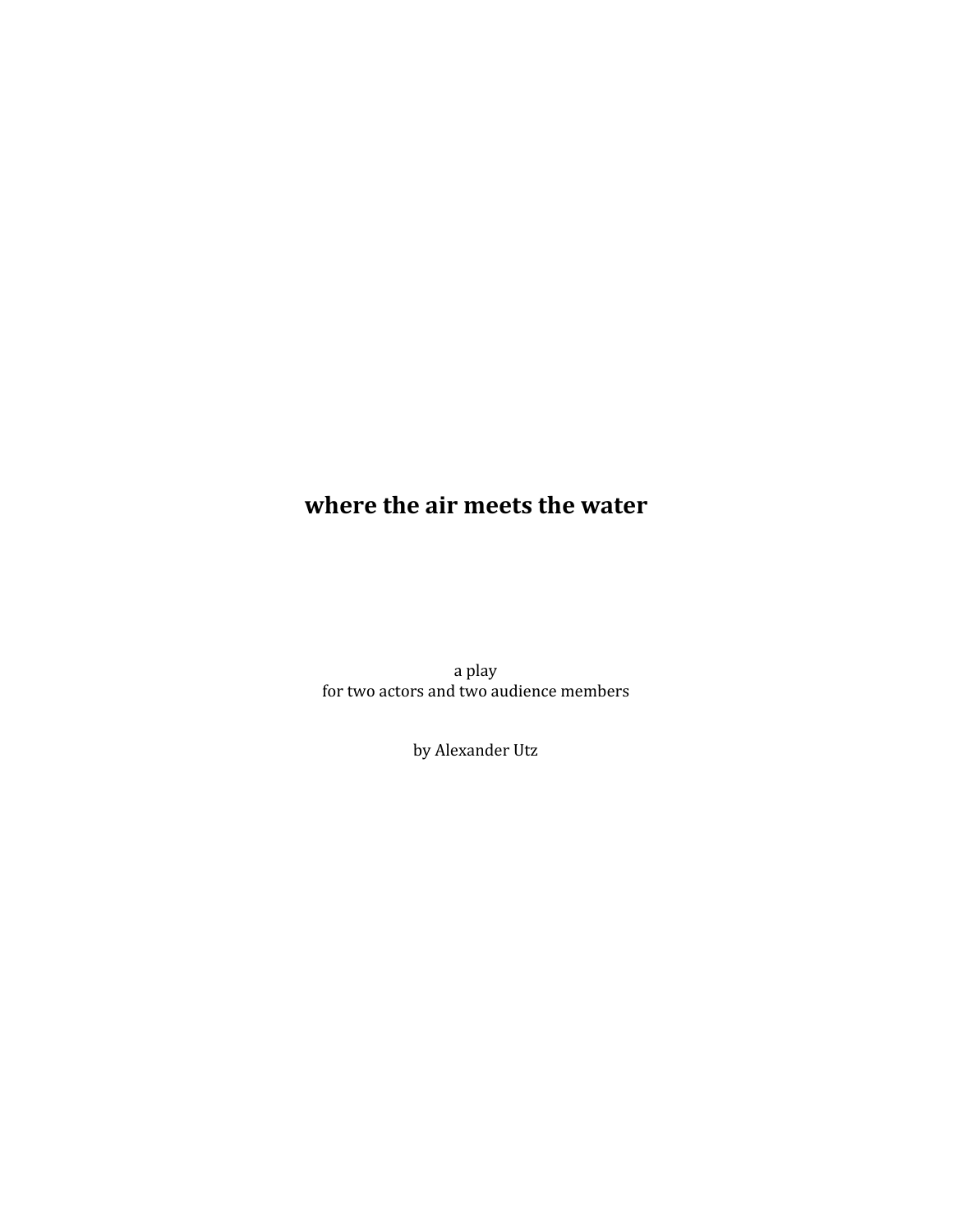# where the air meets the water

a play
for two actors and two audience members

by Alexander Utz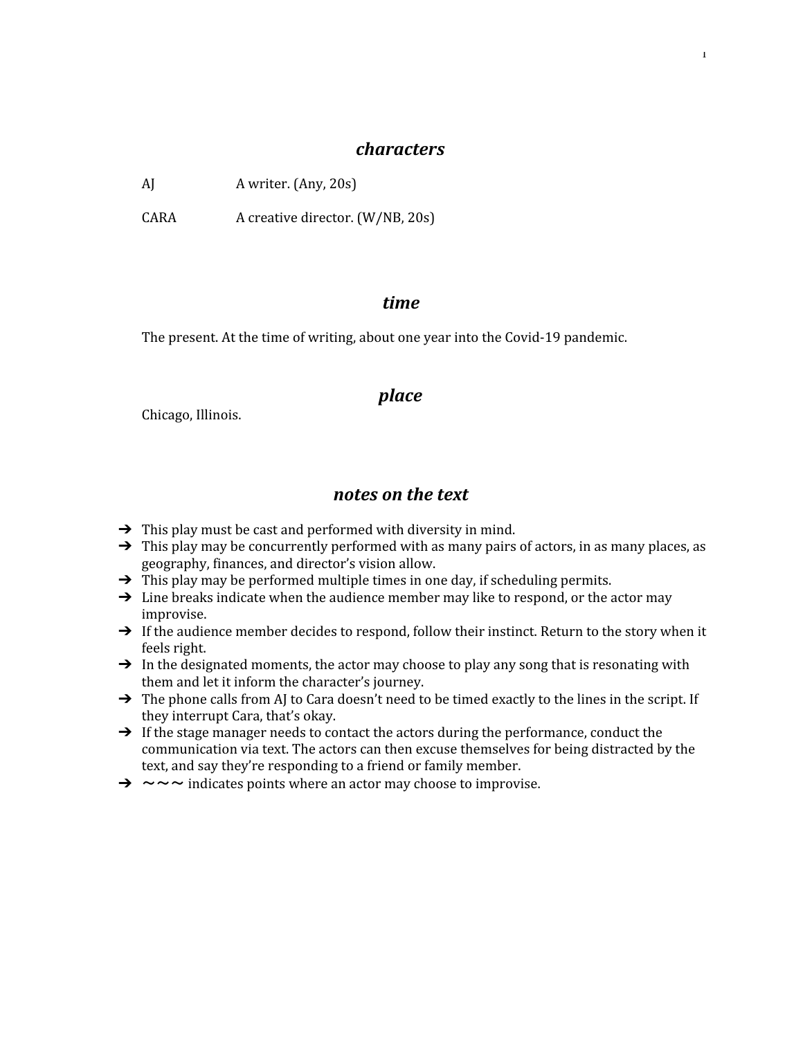## *characters*

AJ — A writer. (Any, 20s)

CARA — A creative director. (W/NB, 20s)

## *time*

The present. At the time of writing, about one year into the Covid-19 pandemic.

## *place*

Chicago, Illinois.

## *notes on the text*

- ➔ This play must be cast and performed with diversity in mind.
- ➔ This play may be concurrently performed with as many pairs of actors, in as many places, as geography, finances, and director's vision allow.
- ➔ This play may be performed multiple times in one day, if scheduling permits.
- ➔ Line breaks indicate when the audience member may like to respond, or the actor may improvise.
- ➔ If the audience member decides to respond, follow their instinct. Return to the story when it feels right.
- ➔ In the designated moments, the actor may choose to play any song that is resonating with them and let it inform the character's journey.
- ➔ The phone calls from AJ to Cara doesn't need to be timed exactly to the lines in the script. If they interrupt Cara, that's okay.
- ➔ If the stage manager needs to contact the actors during the performance, conduct the communication via text. The actors can then excuse themselves for being distracted by the text, and say they're responding to a friend or family member.
- ➔ ～～～ indicates points where an actor may choose to improvise.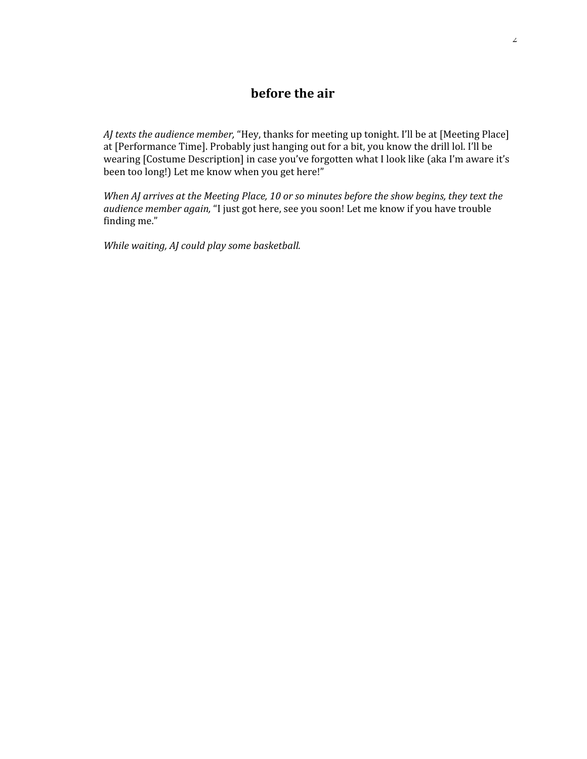## before the air

*AJ texts the audience member,* "Hey, thanks for meeting up tonight. I'll be at [Meeting Place] at [Performance Time]. Probably just hanging out for a bit, you know the drill lol. I'll be wearing [Costume Description] in case you've forgotten what I look like (aka I'm aware it's been too long!) Let me know when you get here!"

*When AJ arrives at the Meeting Place, 10 or so minutes before the show begins, they text the audience member again,* "I just got here, see you soon! Let me know if you have trouble finding me."

*While waiting, AJ could play some basketball.*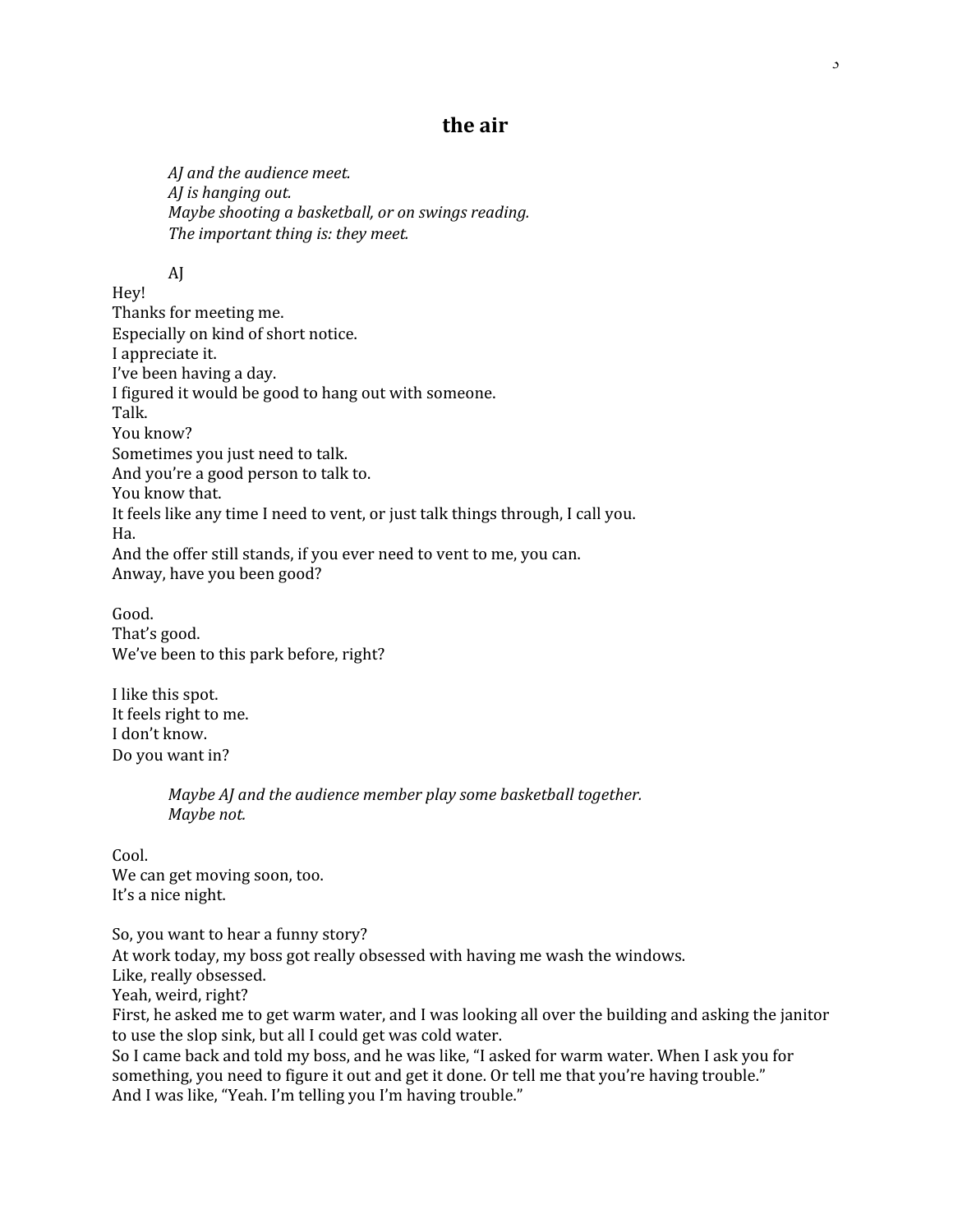## the air

*AJ and the audience meet.*
*AJ is hanging out.*
*Maybe shooting a basketball, or on swings reading.*
*The important thing is: they meet.*

AJ

Hey!
Thanks for meeting me.
Especially on kind of short notice.
I appreciate it.
I've been having a day.
I figured it would be good to hang out with someone.
Talk.
You know?
Sometimes you just need to talk.
And you're a good person to talk to.
You know that.
It feels like any time I need to vent, or just talk things through, I call you.
Ha.
And the offer still stands, if you ever need to vent to me, you can.
Anway, have you been good?

Good.
That's good.
We've been to this park before, right?

I like this spot.
It feels right to me.
I don't know.
Do you want in?

*Maybe AJ and the audience member play some basketball together.*
*Maybe not.*

Cool.
We can get moving soon, too.
It's a nice night.

So, you want to hear a funny story?
At work today, my boss got really obsessed with having me wash the windows.
Like, really obsessed.
Yeah, weird, right?
First, he asked me to get warm water, and I was looking all over the building and asking the janitor to use the slop sink, but all I could get was cold water.
So I came back and told my boss, and he was like, "I asked for warm water. When I ask you for something, you need to figure it out and get it done. Or tell me that you're having trouble."
And I was like, "Yeah. I'm telling you I'm having trouble."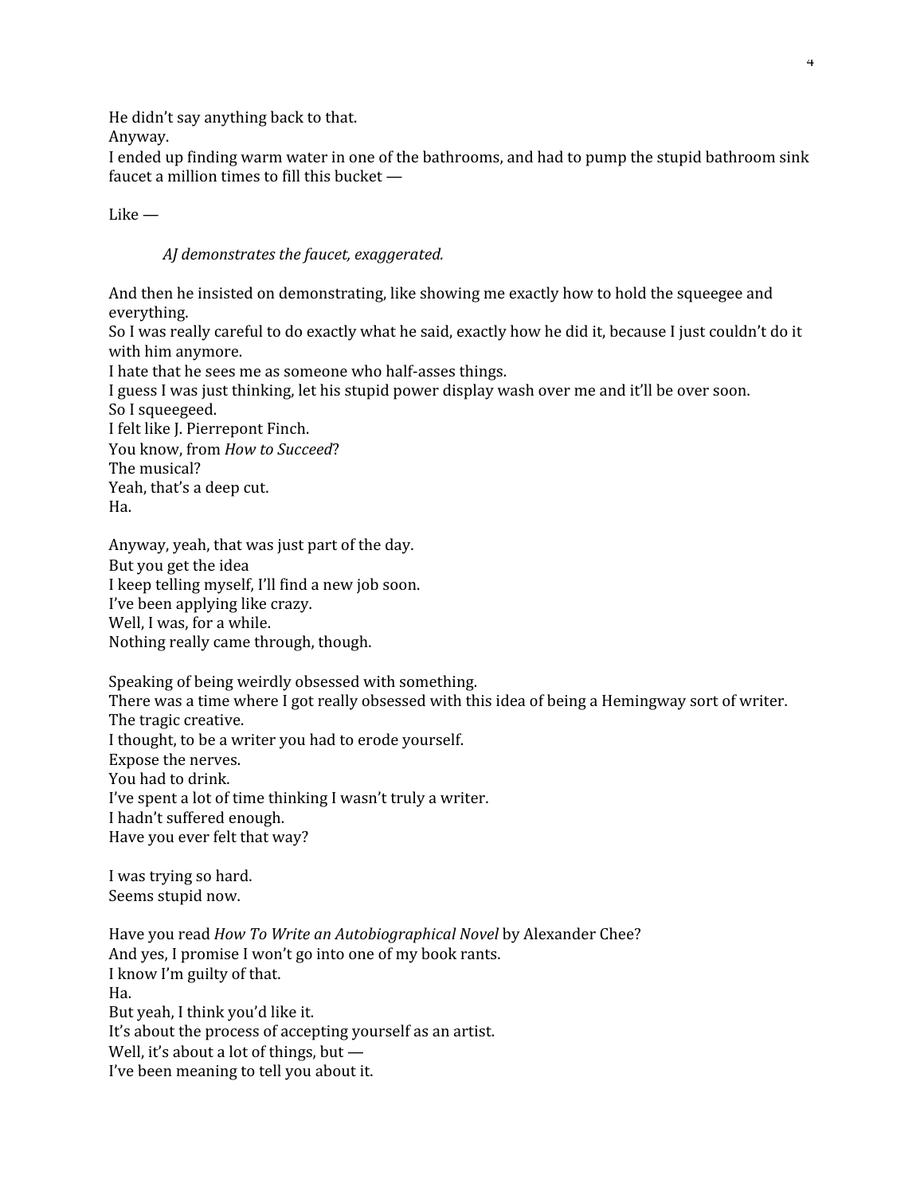He didn't say anything back to that.
Anyway.
I ended up finding warm water in one of the bathrooms, and had to pump the stupid bathroom sink faucet a million times to fill this bucket —

Like —

*AJ demonstrates the faucet, exaggerated.*

And then he insisted on demonstrating, like showing me exactly how to hold the squeegee and everything.
So I was really careful to do exactly what he said, exactly how he did it, because I just couldn't do it with him anymore.
I hate that he sees me as someone who half-asses things.
I guess I was just thinking, let his stupid power display wash over me and it'll be over soon.
So I squeegeed.
I felt like J. Pierrepont Finch.
You know, from *How to Succeed*?
The musical?
Yeah, that's a deep cut.
Ha.

Anyway, yeah, that was just part of the day.
But you get the idea
I keep telling myself, I'll find a new job soon.
I've been applying like crazy.
Well, I was, for a while.
Nothing really came through, though.

Speaking of being weirdly obsessed with something.
There was a time where I got really obsessed with this idea of being a Hemingway sort of writer.
The tragic creative.
I thought, to be a writer you had to erode yourself.
Expose the nerves.
You had to drink.
I've spent a lot of time thinking I wasn't truly a writer.
I hadn't suffered enough.
Have you ever felt that way?

I was trying so hard.
Seems stupid now.

Have you read *How To Write an Autobiographical Novel* by Alexander Chee?
And yes, I promise I won't go into one of my book rants.
I know I'm guilty of that.
Ha.
But yeah, I think you'd like it.
It's about the process of accepting yourself as an artist.
Well, it's about a lot of things, but —
I've been meaning to tell you about it.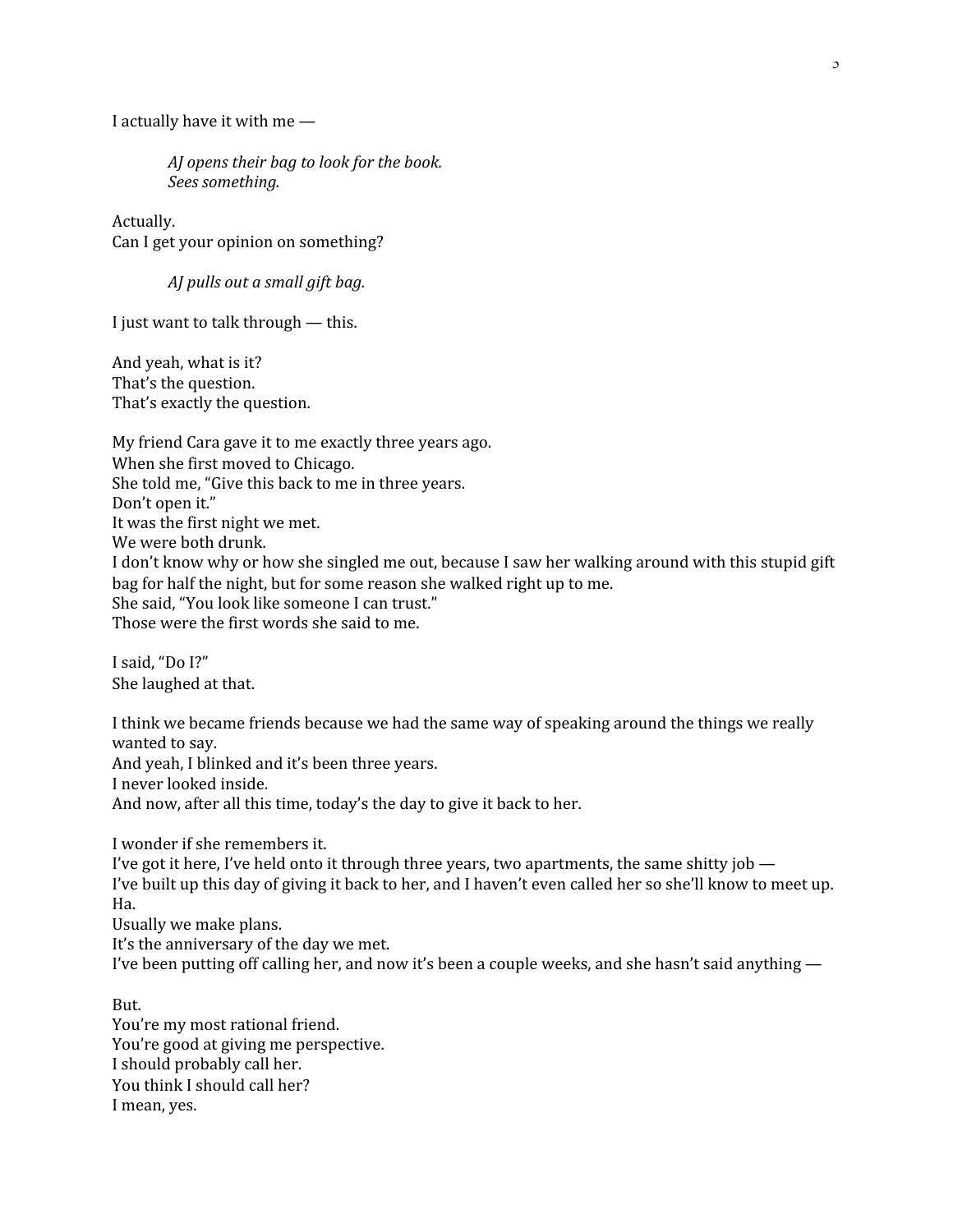I actually have it with me —

> *AJ opens their bag to look for the book.*
> *Sees something.*

Actually.
Can I get your opinion on something?

> *AJ pulls out a small gift bag.*

I just want to talk through — this.

And yeah, what is it?
That's the question.
That's exactly the question.

My friend Cara gave it to me exactly three years ago.
When she first moved to Chicago.
She told me, "Give this back to me in three years.
Don't open it."
It was the first night we met.
We were both drunk.
I don't know why or how she singled me out, because I saw her walking around with this stupid gift bag for half the night, but for some reason she walked right up to me.
She said, "You look like someone I can trust."
Those were the first words she said to me.

I said, "Do I?"
She laughed at that.

I think we became friends because we had the same way of speaking around the things we really wanted to say.
And yeah, I blinked and it's been three years.
I never looked inside.
And now, after all this time, today's the day to give it back to her.

I wonder if she remembers it.
I've got it here, I've held onto it through three years, two apartments, the same shitty job —
I've built up this day of giving it back to her, and I haven't even called her so she'll know to meet up.
Ha.
Usually we make plans.
It's the anniversary of the day we met.
I've been putting off calling her, and now it's been a couple weeks, and she hasn't said anything —

But.
You're my most rational friend.
You're good at giving me perspective.
I should probably call her.
You think I should call her?
I mean, yes.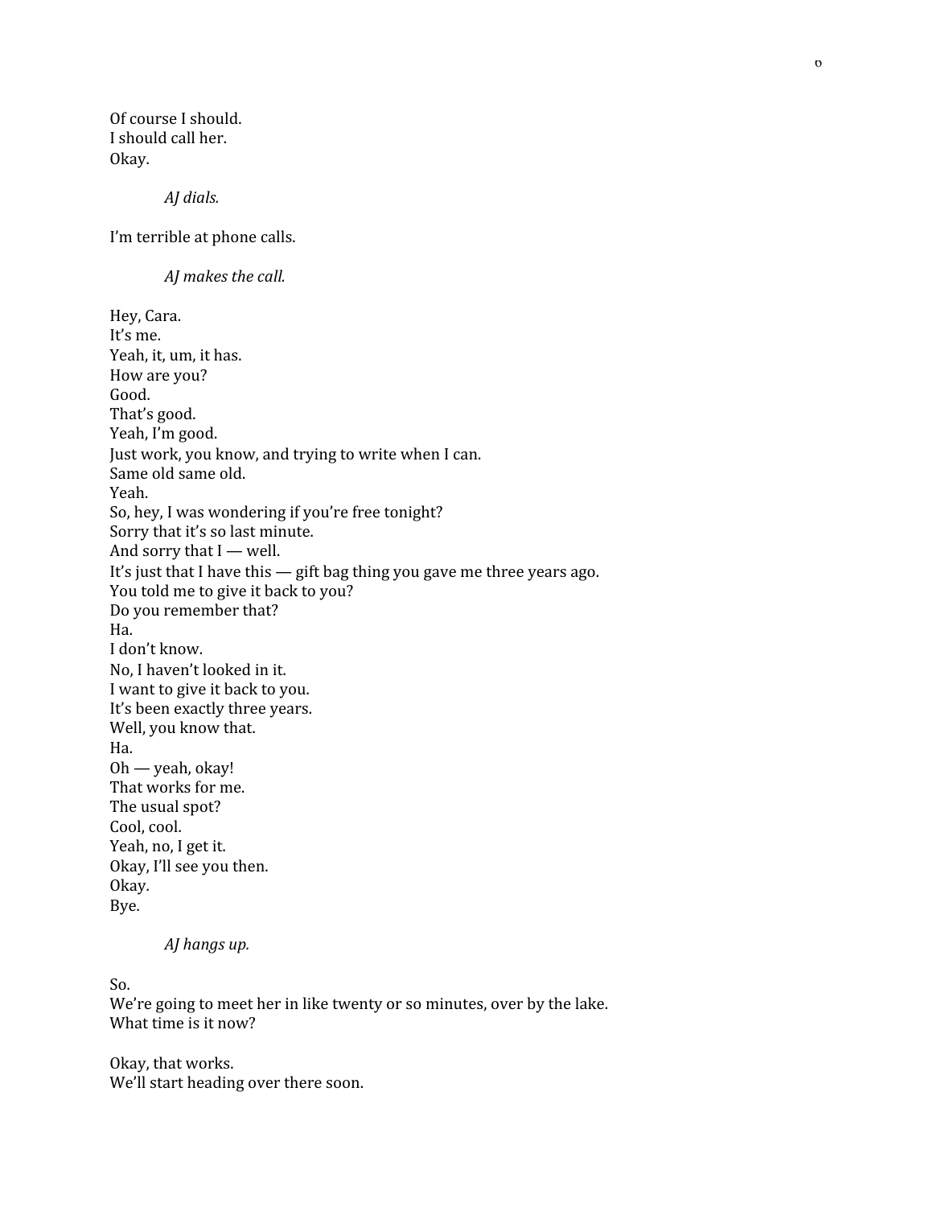Of course I should.
I should call her.
Okay.

*AJ dials.*

I'm terrible at phone calls.

*AJ makes the call.*

Hey, Cara.
It's me.
Yeah, it, um, it has.
How are you?
Good.
That's good.
Yeah, I'm good.
Just work, you know, and trying to write when I can.
Same old same old.
Yeah.
So, hey, I was wondering if you're free tonight?
Sorry that it's so last minute.
And sorry that I — well.
It's just that I have this — gift bag thing you gave me three years ago.
You told me to give it back to you?
Do you remember that?
Ha.
I don't know.
No, I haven't looked in it.
I want to give it back to you.
It's been exactly three years.
Well, you know that.
Ha.
Oh — yeah, okay!
That works for me.
The usual spot?
Cool, cool.
Yeah, no, I get it.
Okay, I'll see you then.
Okay.
Bye.

*AJ hangs up.*

So.
We're going to meet her in like twenty or so minutes, over by the lake.
What time is it now?

Okay, that works.
We'll start heading over there soon.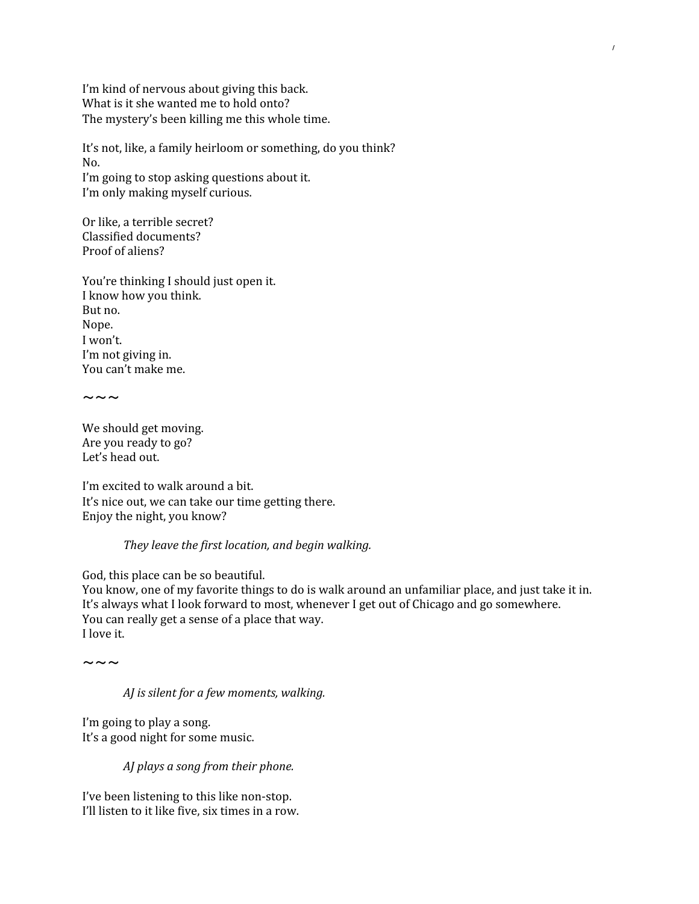I’m kind of nervous about giving this back.
What is it she wanted me to hold onto?
The mystery’s been killing me this whole time.

It’s not, like, a family heirloom or something, do you think?
No.
I’m going to stop asking questions about it.
I’m only making myself curious.

Or like, a terrible secret?
Classified documents?
Proof of aliens?

You’re thinking I should just open it.
I know how you think.
But no.
Nope.
I won’t.
I’m not giving in.
You can’t make me.

~~~

We should get moving.
Are you ready to go?
Let’s head out.

I’m excited to walk around a bit.
It’s nice out, we can take our time getting there.
Enjoy the night, you know?

*They leave the first location, and begin walking.*

God, this place can be so beautiful.
You know, one of my favorite things to do is walk around an unfamiliar place, and just take it in.
It’s always what I look forward to most, whenever I get out of Chicago and go somewhere.
You can really get a sense of a place that way.
I love it.

~~~

*AJ is silent for a few moments, walking.*

I’m going to play a song.
It’s a good night for some music.

*AJ plays a song from their phone.*

I’ve been listening to this like non-stop.
I’ll listen to it like five, six times in a row.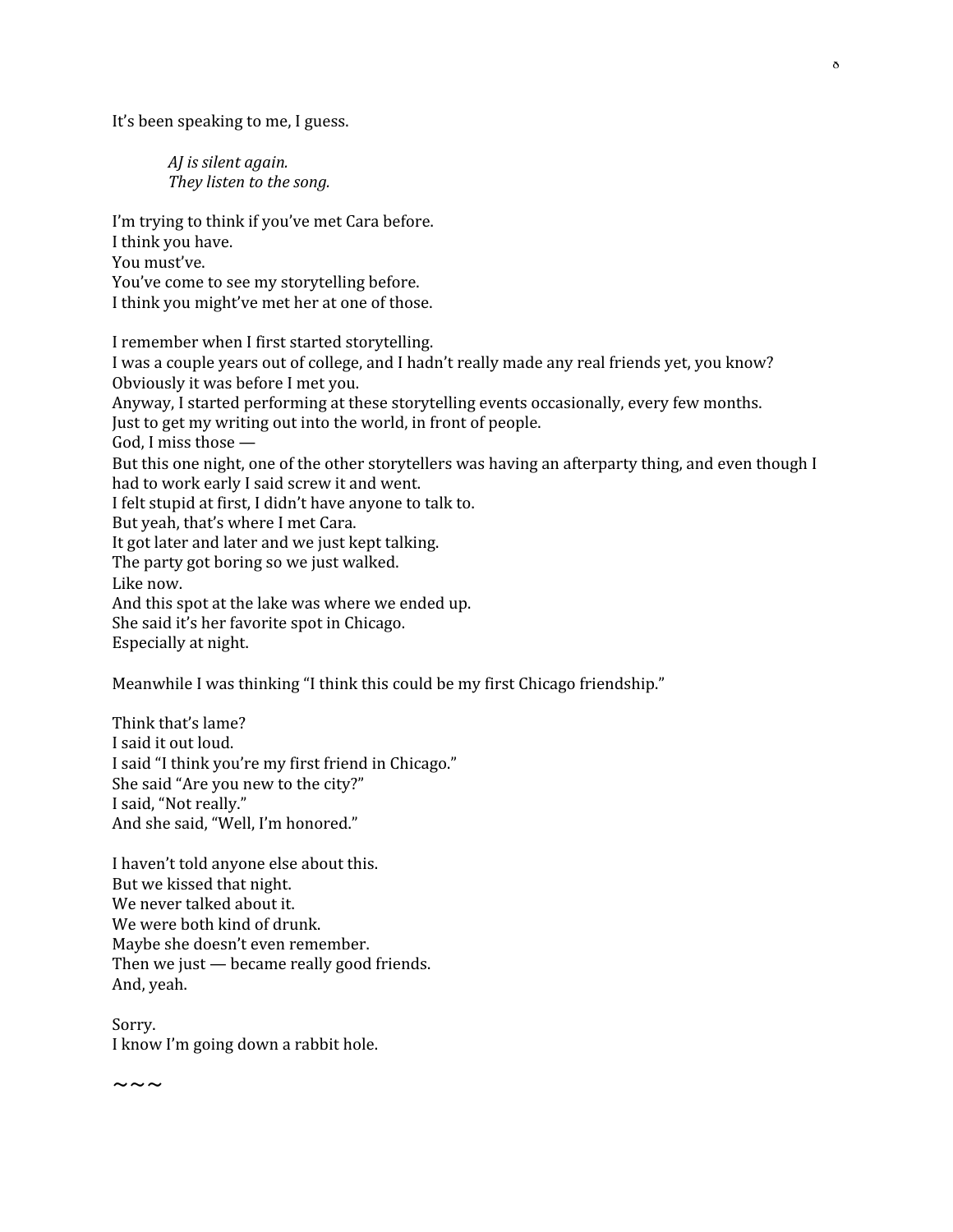It's been speaking to me, I guess.

*AJ is silent again.*
*They listen to the song.*

I'm trying to think if you've met Cara before.
I think you have.
You must've.
You've come to see my storytelling before.
I think you might've met her at one of those.

I remember when I first started storytelling.
I was a couple years out of college, and I hadn't really made any real friends yet, you know?
Obviously it was before I met you.
Anyway, I started performing at these storytelling events occasionally, every few months.
Just to get my writing out into the world, in front of people.
God, I miss those —
But this one night, one of the other storytellers was having an afterparty thing, and even though I had to work early I said screw it and went.
I felt stupid at first, I didn't have anyone to talk to.
But yeah, that's where I met Cara.
It got later and later and we just kept talking.
The party got boring so we just walked.
Like now.
And this spot at the lake was where we ended up.
She said it's her favorite spot in Chicago.
Especially at night.

Meanwhile I was thinking "I think this could be my first Chicago friendship."

Think that's lame?
I said it out loud.
I said "I think you're my first friend in Chicago."
She said "Are you new to the city?"
I said, "Not really."
And she said, "Well, I'm honored."

I haven't told anyone else about this.
But we kissed that night.
We never talked about it.
We were both kind of drunk.
Maybe she doesn't even remember.
Then we just — became really good friends.
And, yeah.

Sorry.
I know I'm going down a rabbit hole.

~~~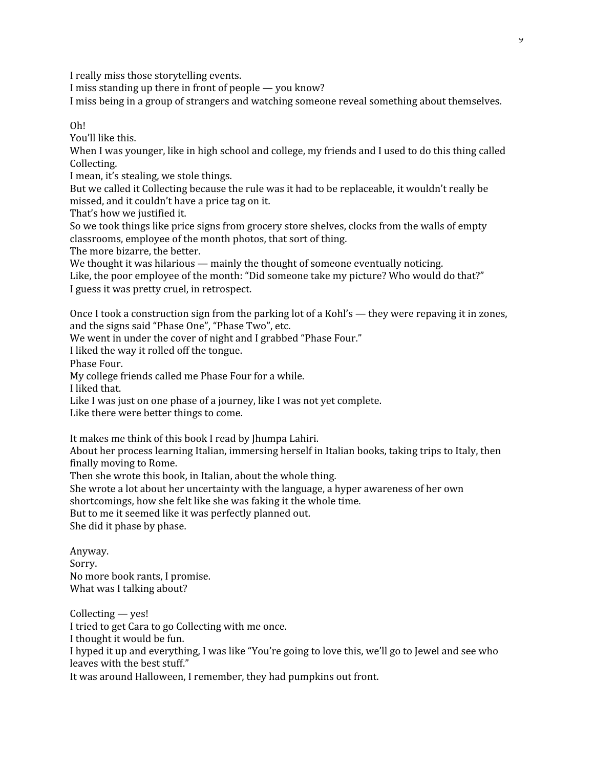I really miss those storytelling events.
I miss standing up there in front of people — you know?
I miss being in a group of strangers and watching someone reveal something about themselves.

Oh!
You'll like this.
When I was younger, like in high school and college, my friends and I used to do this thing called Collecting.
I mean, it's stealing, we stole things.
But we called it Collecting because the rule was it had to be replaceable, it wouldn't really be missed, and it couldn't have a price tag on it.
That's how we justified it.
So we took things like price signs from grocery store shelves, clocks from the walls of empty classrooms, employee of the month photos, that sort of thing.
The more bizarre, the better.
We thought it was hilarious — mainly the thought of someone eventually noticing.
Like, the poor employee of the month: "Did someone take my picture? Who would do that?"
I guess it was pretty cruel, in retrospect.

Once I took a construction sign from the parking lot of a Kohl's — they were repaving it in zones, and the signs said "Phase One", "Phase Two", etc.
We went in under the cover of night and I grabbed "Phase Four."
I liked the way it rolled off the tongue.
Phase Four.
My college friends called me Phase Four for a while.
I liked that.
Like I was just on one phase of a journey, like I was not yet complete.
Like there were better things to come.

It makes me think of this book I read by Jhumpa Lahiri.
About her process learning Italian, immersing herself in Italian books, taking trips to Italy, then finally moving to Rome.
Then she wrote this book, in Italian, about the whole thing.
She wrote a lot about her uncertainty with the language, a hyper awareness of her own shortcomings, how she felt like she was faking it the whole time.
But to me it seemed like it was perfectly planned out.
She did it phase by phase.

Anyway.
Sorry.
No more book rants, I promise.
What was I talking about?

Collecting — yes!
I tried to get Cara to go Collecting with me once.
I thought it would be fun.
I hyped it up and everything, I was like "You're going to love this, we'll go to Jewel and see who leaves with the best stuff."
It was around Halloween, I remember, they had pumpkins out front.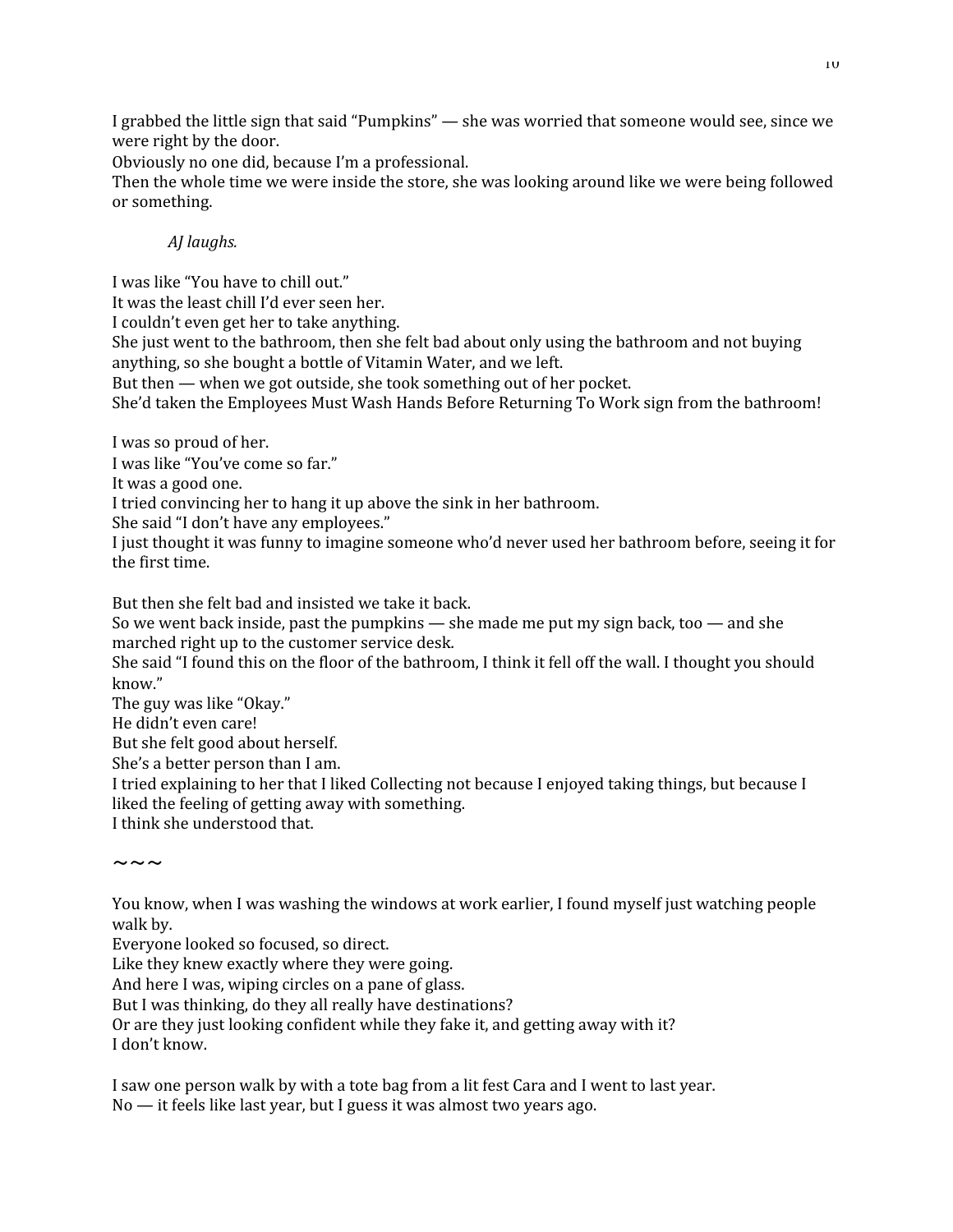I grabbed the little sign that said "Pumpkins" — she was worried that someone would see, since we were right by the door.
Obviously no one did, because I'm a professional.
Then the whole time we were inside the store, she was looking around like we were being followed or something.

*AJ laughs.*

I was like "You have to chill out."
It was the least chill I'd ever seen her.
I couldn't even get her to take anything.
She just went to the bathroom, then she felt bad about only using the bathroom and not buying anything, so she bought a bottle of Vitamin Water, and we left.
But then — when we got outside, she took something out of her pocket.
She'd taken the Employees Must Wash Hands Before Returning To Work sign from the bathroom!

I was so proud of her.
I was like "You've come so far."
It was a good one.
I tried convincing her to hang it up above the sink in her bathroom.
She said "I don't have any employees."
I just thought it was funny to imagine someone who'd never used her bathroom before, seeing it for the first time.

But then she felt bad and insisted we take it back.
So we went back inside, past the pumpkins — she made me put my sign back, too — and she marched right up to the customer service desk.
She said "I found this on the floor of the bathroom, I think it fell off the wall. I thought you should know."
The guy was like "Okay."
He didn't even care!
But she felt good about herself.
She's a better person than I am.
I tried explaining to her that I liked Collecting not because I enjoyed taking things, but because I liked the feeling of getting away with something.
I think she understood that.

~~~

You know, when I was washing the windows at work earlier, I found myself just watching people walk by.
Everyone looked so focused, so direct.
Like they knew exactly where they were going.
And here I was, wiping circles on a pane of glass.
But I was thinking, do they all really have destinations?
Or are they just looking confident while they fake it, and getting away with it?
I don't know.

I saw one person walk by with a tote bag from a lit fest Cara and I went to last year.
No — it feels like last year, but I guess it was almost two years ago.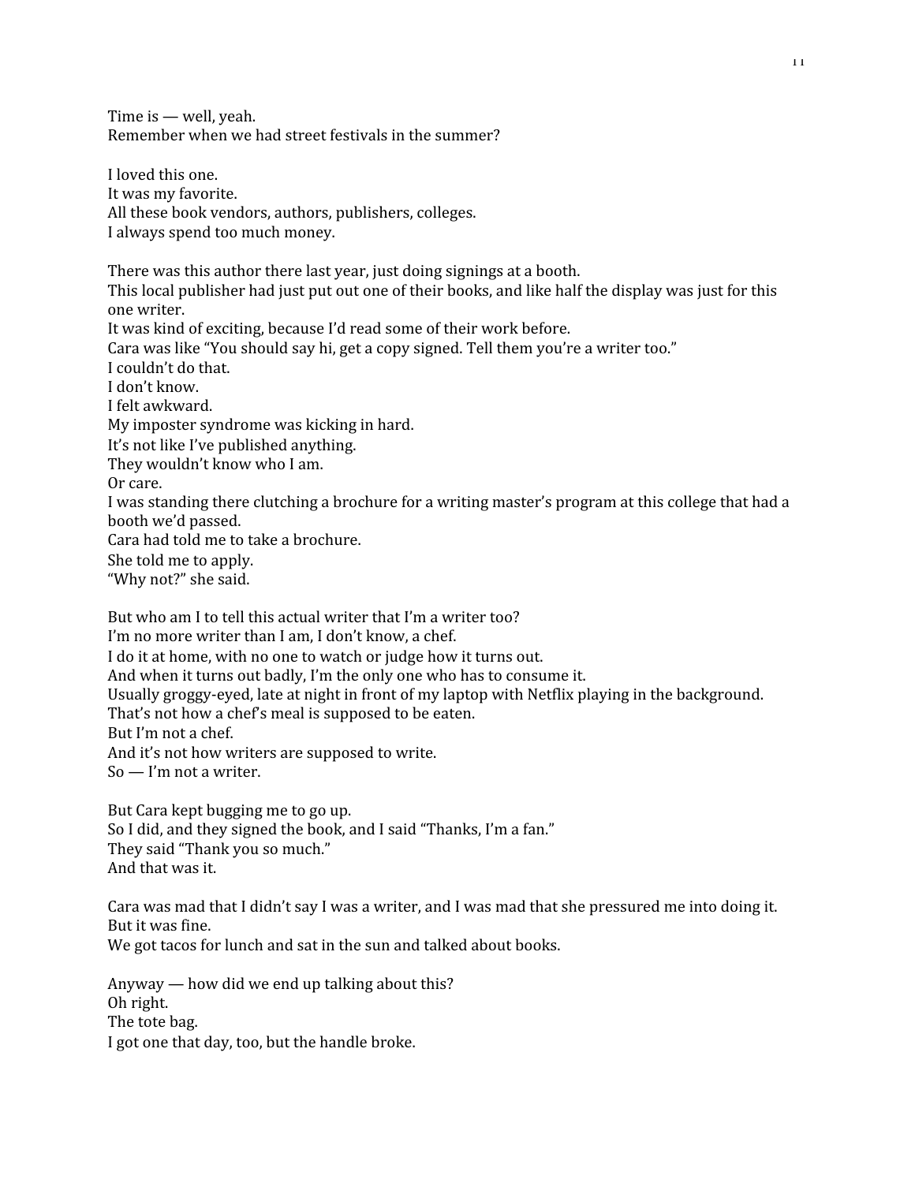Time is — well, yeah.
Remember when we had street festivals in the summer?

I loved this one.
It was my favorite.
All these book vendors, authors, publishers, colleges.
I always spend too much money.

There was this author there last year, just doing signings at a booth.
This local publisher had just put out one of their books, and like half the display was just for this one writer.
It was kind of exciting, because I'd read some of their work before.
Cara was like "You should say hi, get a copy signed. Tell them you're a writer too."
I couldn't do that.
I don't know.
I felt awkward.
My imposter syndrome was kicking in hard.
It's not like I've published anything.
They wouldn't know who I am.
Or care.
I was standing there clutching a brochure for a writing master's program at this college that had a booth we'd passed.
Cara had told me to take a brochure.
She told me to apply.
"Why not?" she said.

But who am I to tell this actual writer that I'm a writer too?
I'm no more writer than I am, I don't know, a chef.
I do it at home, with no one to watch or judge how it turns out.
And when it turns out badly, I'm the only one who has to consume it.
Usually groggy-eyed, late at night in front of my laptop with Netflix playing in the background.
That's not how a chef's meal is supposed to be eaten.
But I'm not a chef.
And it's not how writers are supposed to write.
So — I'm not a writer.

But Cara kept bugging me to go up.
So I did, and they signed the book, and I said "Thanks, I'm a fan."
They said "Thank you so much."
And that was it.

Cara was mad that I didn't say I was a writer, and I was mad that she pressured me into doing it.
But it was fine.
We got tacos for lunch and sat in the sun and talked about books.

Anyway — how did we end up talking about this?
Oh right.
The tote bag.
I got one that day, too, but the handle broke.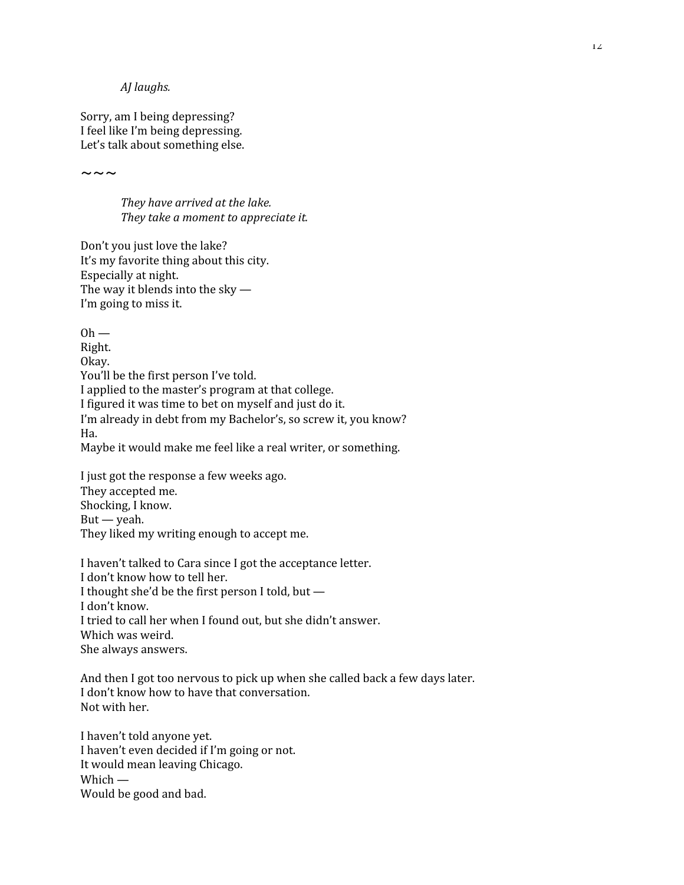*AJ laughs.*

Sorry, am I being depressing?
I feel like I'm being depressing.
Let's talk about something else.

~~~

*They have arrived at the lake.*
*They take a moment to appreciate it.*

Don't you just love the lake?
It's my favorite thing about this city.
Especially at night.
The way it blends into the sky —
I'm going to miss it.

Oh —
Right.
Okay.
You'll be the first person I've told.
I applied to the master's program at that college.
I figured it was time to bet on myself and just do it.
I'm already in debt from my Bachelor's, so screw it, you know?
Ha.
Maybe it would make me feel like a real writer, or something.

I just got the response a few weeks ago.
They accepted me.
Shocking, I know.
But — yeah.
They liked my writing enough to accept me.

I haven't talked to Cara since I got the acceptance letter.
I don't know how to tell her.
I thought she'd be the first person I told, but —
I don't know.
I tried to call her when I found out, but she didn't answer.
Which was weird.
She always answers.

And then I got too nervous to pick up when she called back a few days later.
I don't know how to have that conversation.
Not with her.

I haven't told anyone yet.
I haven't even decided if I'm going or not.
It would mean leaving Chicago.
Which —
Would be good and bad.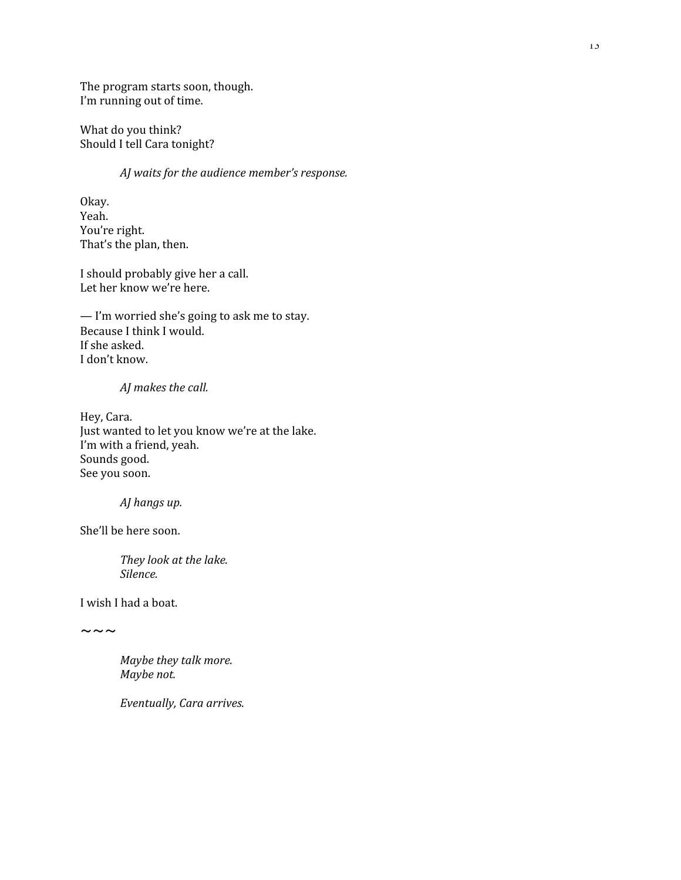The program starts soon, though.
I'm running out of time.

What do you think?
Should I tell Cara tonight?

*AJ waits for the audience member's response.*

Okay.
Yeah.
You're right.
That's the plan, then.

I should probably give her a call.
Let her know we're here.

— I'm worried she's going to ask me to stay.
Because I think I would.
If she asked.
I don't know.

*AJ makes the call.*

Hey, Cara.
Just wanted to let you know we're at the lake.
I'm with a friend, yeah.
Sounds good.
See you soon.

*AJ hangs up.*

She'll be here soon.

*They look at the lake.*
*Silence.*

I wish I had a boat.

~~~

*Maybe they talk more.*
*Maybe not.*

*Eventually, Cara arrives.*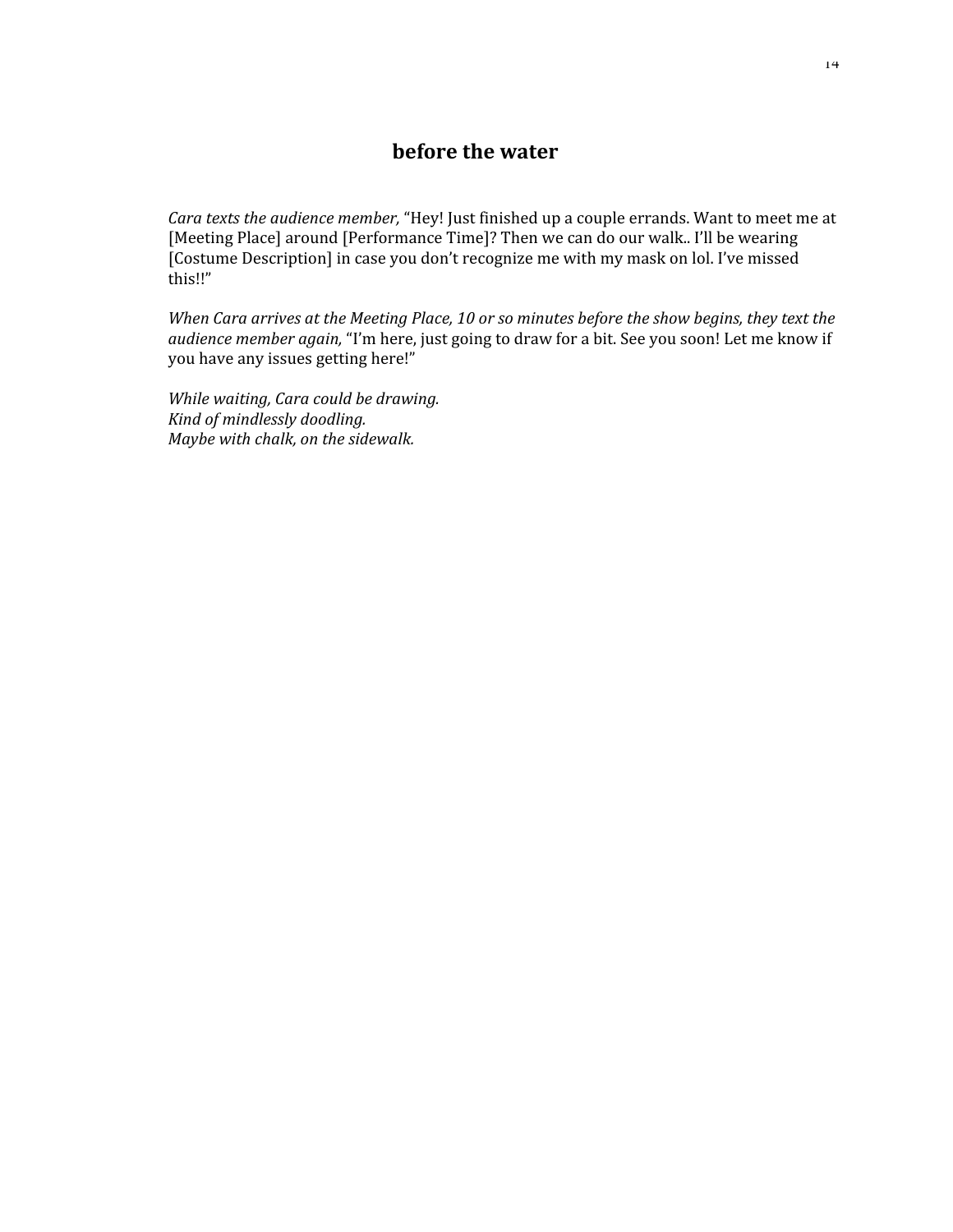## before the water

*Cara texts the audience member,* "Hey! Just finished up a couple errands. Want to meet me at [Meeting Place] around [Performance Time]? Then we can do our walk.. I'll be wearing [Costume Description] in case you don't recognize me with my mask on lol. I've missed this!!"

*When Cara arrives at the Meeting Place, 10 or so minutes before the show begins, they text the audience member again,* "I'm here, just going to draw for a bit. See you soon! Let me know if you have any issues getting here!"

*While waiting, Cara could be drawing.*
*Kind of mindlessly doodling.*
*Maybe with chalk, on the sidewalk.*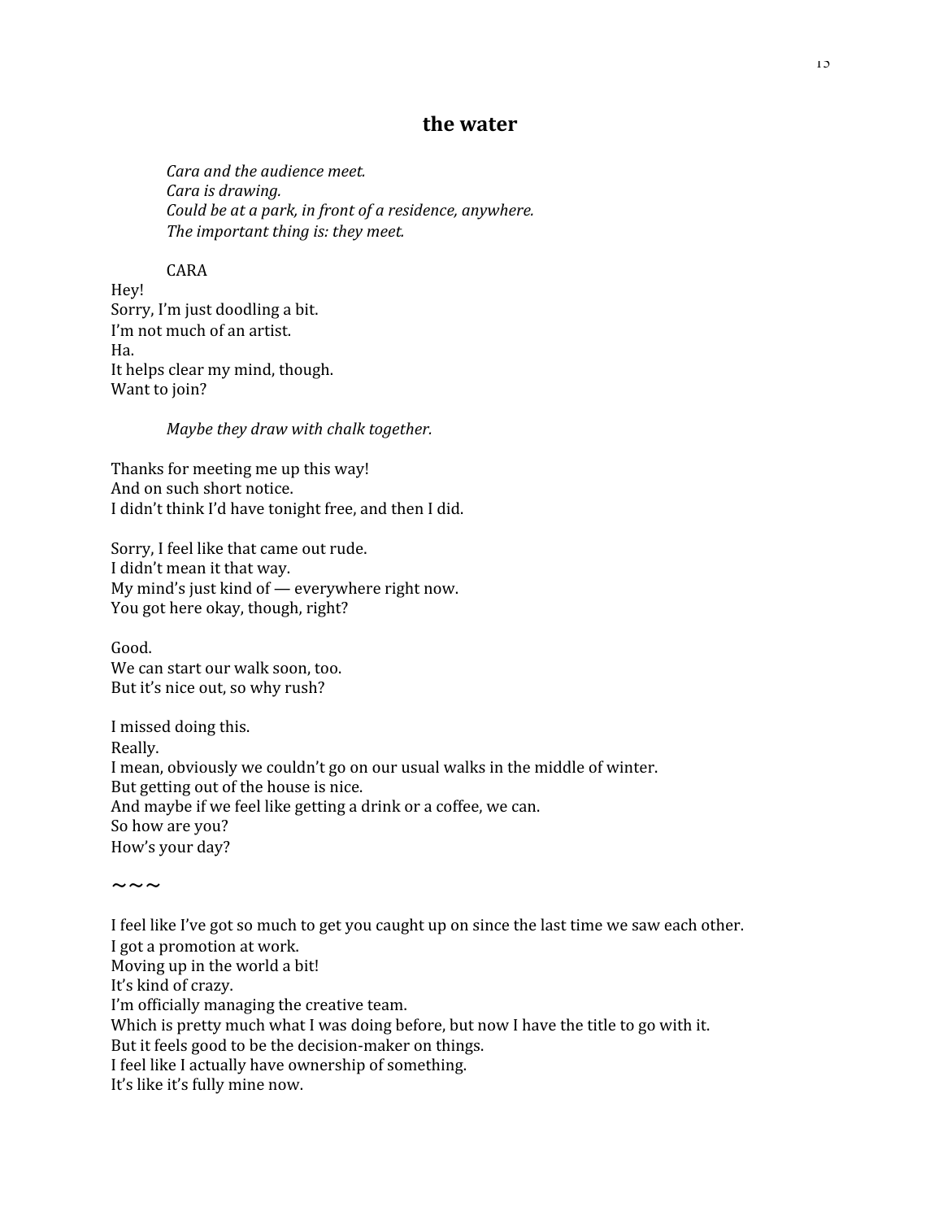## the water

*Cara and the audience meet.*
*Cara is drawing.*
*Could be at a park, in front of a residence, anywhere.*
*The important thing is: they meet.*

CARA

Hey!
Sorry, I'm just doodling a bit.
I'm not much of an artist.
Ha.
It helps clear my mind, though.
Want to join?

*Maybe they draw with chalk together.*

Thanks for meeting me up this way!
And on such short notice.
I didn't think I'd have tonight free, and then I did.

Sorry, I feel like that came out rude.
I didn't mean it that way.
My mind's just kind of — everywhere right now.
You got here okay, though, right?

Good.
We can start our walk soon, too.
But it's nice out, so why rush?

I missed doing this.
Really.
I mean, obviously we couldn't go on our usual walks in the middle of winter.
But getting out of the house is nice.
And maybe if we feel like getting a drink or a coffee, we can.
So how are you?
How's your day?

~~~

I feel like I've got so much to get you caught up on since the last time we saw each other.
I got a promotion at work.
Moving up in the world a bit!
It's kind of crazy.
I'm officially managing the creative team.
Which is pretty much what I was doing before, but now I have the title to go with it.
But it feels good to be the decision-maker on things.
I feel like I actually have ownership of something.
It's like it's fully mine now.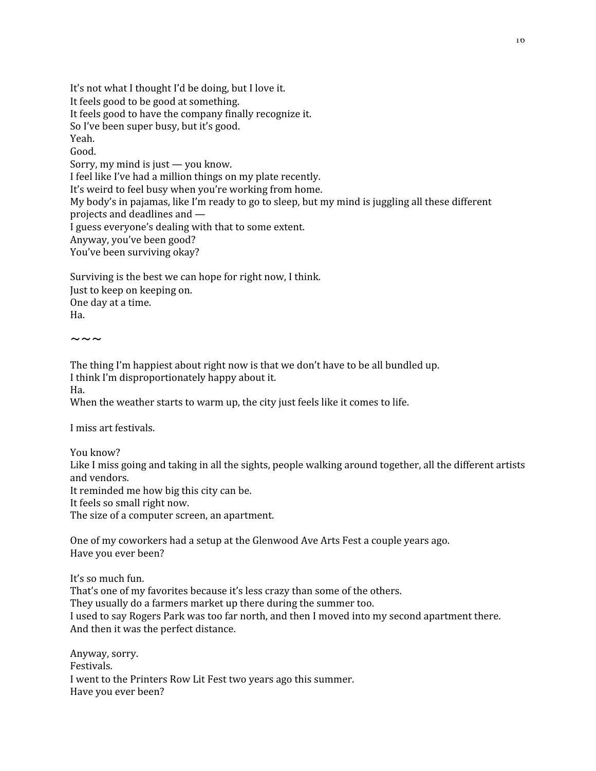It's not what I thought I'd be doing, but I love it.
It feels good to be good at something.
It feels good to have the company finally recognize it.
So I've been super busy, but it's good.
Yeah.
Good.
Sorry, my mind is just — you know.
I feel like I've had a million things on my plate recently.
It's weird to feel busy when you're working from home.
My body's in pajamas, like I'm ready to go to sleep, but my mind is juggling all these different projects and deadlines and —
I guess everyone's dealing with that to some extent.
Anyway, you've been good?
You've been surviving okay?

Surviving is the best we can hope for right now, I think.
Just to keep on keeping on.
One day at a time.
Ha.

~~~

The thing I'm happiest about right now is that we don't have to be all bundled up.
I think I'm disproportionately happy about it.
Ha.
When the weather starts to warm up, the city just feels like it comes to life.

I miss art festivals.

You know?
Like I miss going and taking in all the sights, people walking around together, all the different artists and vendors.
It reminded me how big this city can be.
It feels so small right now.
The size of a computer screen, an apartment.

One of my coworkers had a setup at the Glenwood Ave Arts Fest a couple years ago.
Have you ever been?

It's so much fun.
That's one of my favorites because it's less crazy than some of the others.
They usually do a farmers market up there during the summer too.
I used to say Rogers Park was too far north, and then I moved into my second apartment there.
And then it was the perfect distance.

Anyway, sorry.
Festivals.
I went to the Printers Row Lit Fest two years ago this summer.
Have you ever been?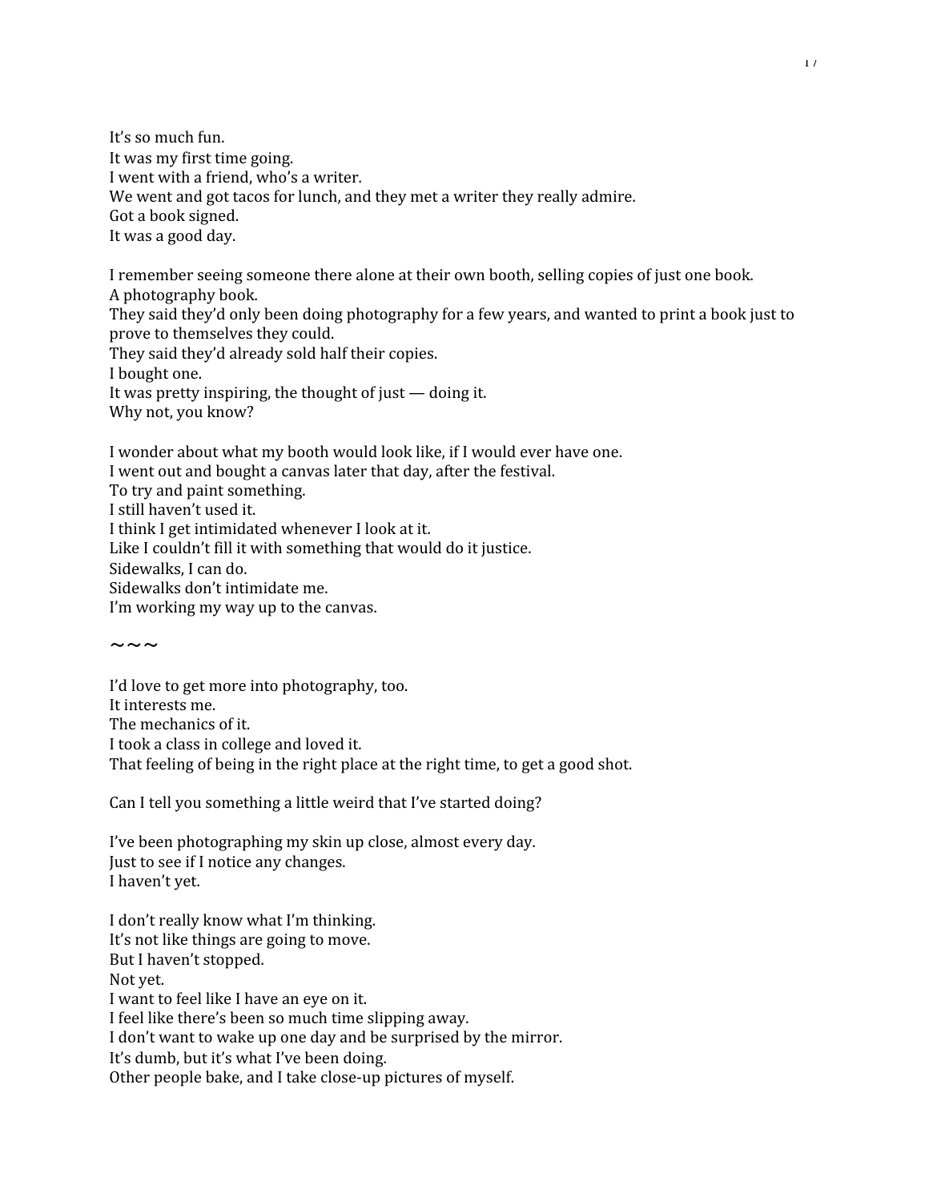It's so much fun.
It was my first time going.
I went with a friend, who's a writer.
We went and got tacos for lunch, and they met a writer they really admire.
Got a book signed.
It was a good day.

I remember seeing someone there alone at their own booth, selling copies of just one book.
A photography book.
They said they'd only been doing photography for a few years, and wanted to print a book just to prove to themselves they could.
They said they'd already sold half their copies.
I bought one.
It was pretty inspiring, the thought of just — doing it.
Why not, you know?

I wonder about what my booth would look like, if I would ever have one.
I went out and bought a canvas later that day, after the festival.
To try and paint something.
I still haven't used it.
I think I get intimidated whenever I look at it.
Like I couldn't fill it with something that would do it justice.
Sidewalks, I can do.
Sidewalks don't intimidate me.
I'm working my way up to the canvas.

~~~

I'd love to get more into photography, too.
It interests me.
The mechanics of it.
I took a class in college and loved it.
That feeling of being in the right place at the right time, to get a good shot.

Can I tell you something a little weird that I've started doing?

I've been photographing my skin up close, almost every day.
Just to see if I notice any changes.
I haven't yet.

I don't really know what I'm thinking.
It's not like things are going to move.
But I haven't stopped.
Not yet.
I want to feel like I have an eye on it.
I feel like there's been so much time slipping away.
I don't want to wake up one day and be surprised by the mirror.
It's dumb, but it's what I've been doing.
Other people bake, and I take close-up pictures of myself.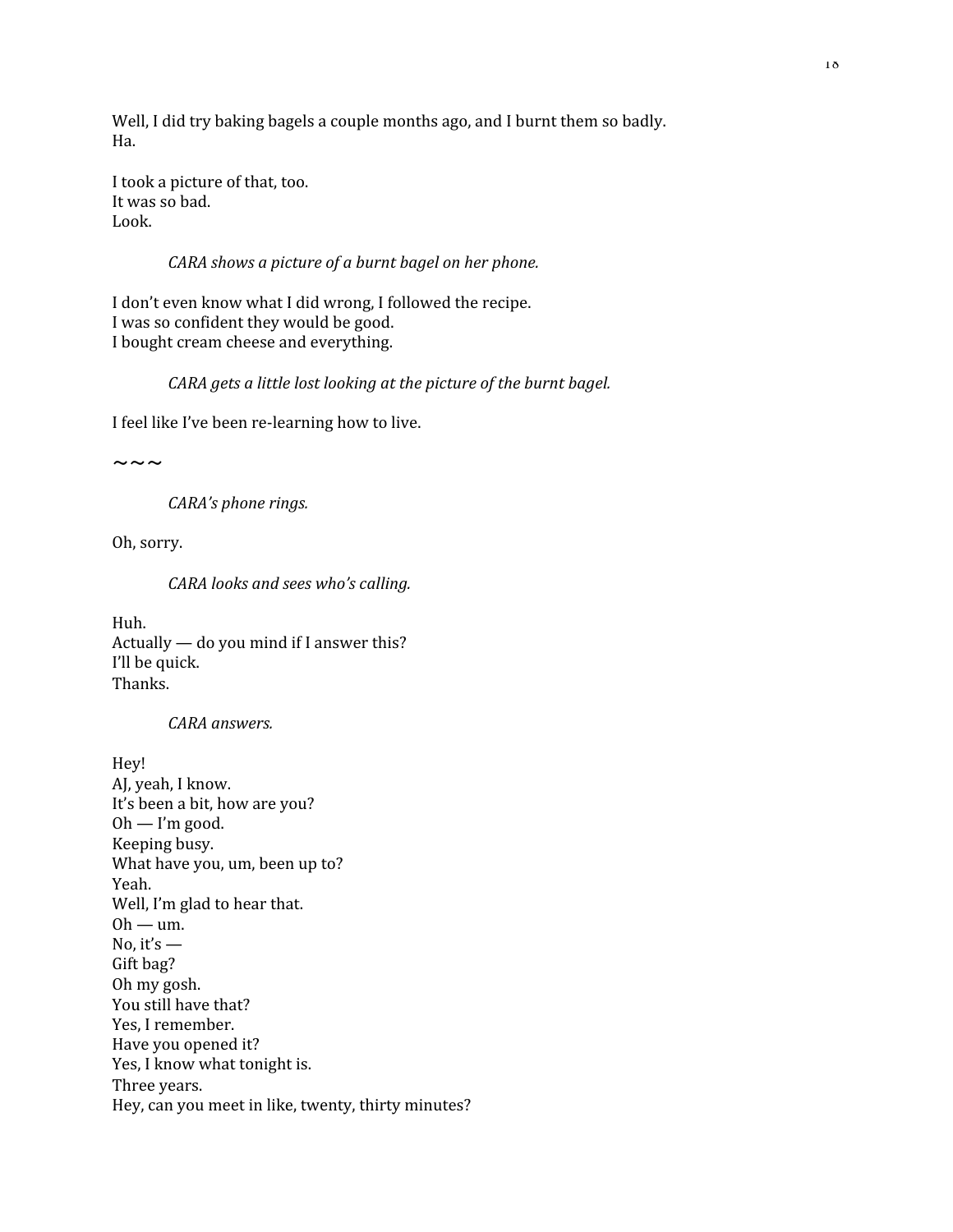Well, I did try baking bagels a couple months ago, and I burnt them so badly.
Ha.

I took a picture of that, too.
It was so bad.
Look.

*CARA shows a picture of a burnt bagel on her phone.*

I don't even know what I did wrong, I followed the recipe.
I was so confident they would be good.
I bought cream cheese and everything.

*CARA gets a little lost looking at the picture of the burnt bagel.*

I feel like I've been re-learning how to live.

~~~

*CARA's phone rings.*

Oh, sorry.

*CARA looks and sees who's calling.*

Huh.
Actually — do you mind if I answer this?
I'll be quick.
Thanks.

*CARA answers.*

Hey!
AJ, yeah, I know.
It's been a bit, how are you?
Oh — I'm good.
Keeping busy.
What have you, um, been up to?
Yeah.
Well, I'm glad to hear that.
Oh — um.
No, it's —
Gift bag?
Oh my gosh.
You still have that?
Yes, I remember.
Have you opened it?
Yes, I know what tonight is.
Three years.
Hey, can you meet in like, twenty, thirty minutes?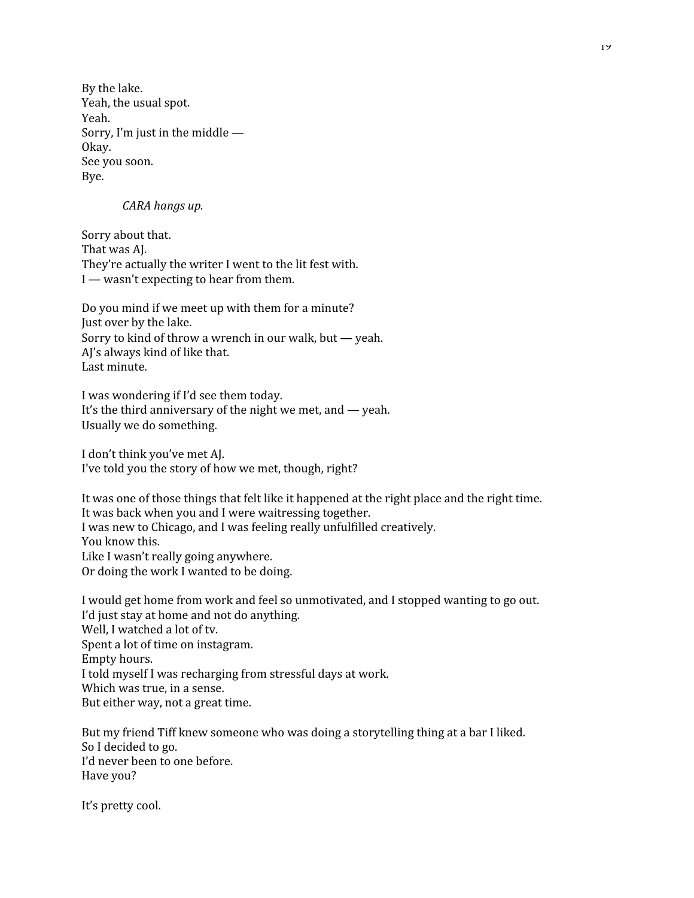By the lake.
Yeah, the usual spot.
Yeah.
Sorry, I'm just in the middle —
Okay.
See you soon.
Bye.

*CARA hangs up.*

Sorry about that.
That was AJ.
They're actually the writer I went to the lit fest with.
I — wasn't expecting to hear from them.

Do you mind if we meet up with them for a minute?
Just over by the lake.
Sorry to kind of throw a wrench in our walk, but — yeah.
AJ's always kind of like that.
Last minute.

I was wondering if I'd see them today.
It's the third anniversary of the night we met, and — yeah.
Usually we do something.

I don't think you've met AJ.
I've told you the story of how we met, though, right?

It was one of those things that felt like it happened at the right place and the right time.
It was back when you and I were waitressing together.
I was new to Chicago, and I was feeling really unfulfilled creatively.
You know this.
Like I wasn't really going anywhere.
Or doing the work I wanted to be doing.

I would get home from work and feel so unmotivated, and I stopped wanting to go out.
I'd just stay at home and not do anything.
Well, I watched a lot of tv.
Spent a lot of time on instagram.
Empty hours.
I told myself I was recharging from stressful days at work.
Which was true, in a sense.
But either way, not a great time.

But my friend Tiff knew someone who was doing a storytelling thing at a bar I liked.
So I decided to go.
I'd never been to one before.
Have you?

It's pretty cool.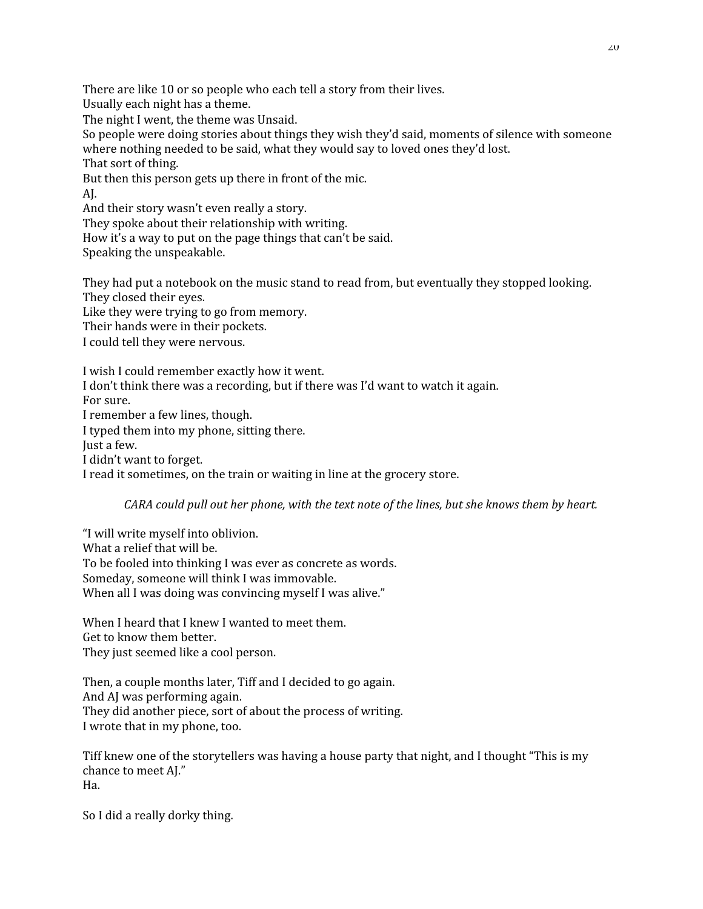There are like 10 or so people who each tell a story from their lives.
Usually each night has a theme.
The night I went, the theme was Unsaid.
So people were doing stories about things they wish they'd said, moments of silence with someone where nothing needed to be said, what they would say to loved ones they'd lost.
That sort of thing.
But then this person gets up there in front of the mic.
AJ.
And their story wasn't even really a story.
They spoke about their relationship with writing.
How it's a way to put on the page things that can't be said.
Speaking the unspeakable.

They had put a notebook on the music stand to read from, but eventually they stopped looking.
They closed their eyes.
Like they were trying to go from memory.
Their hands were in their pockets.
I could tell they were nervous.

I wish I could remember exactly how it went.
I don't think there was a recording, but if there was I'd want to watch it again.
For sure.
I remember a few lines, though.
I typed them into my phone, sitting there.
Just a few.
I didn't want to forget.
I read it sometimes, on the train or waiting in line at the grocery store.

*CARA could pull out her phone, with the text note of the lines, but she knows them by heart.*

"I will write myself into oblivion.
What a relief that will be.
To be fooled into thinking I was ever as concrete as words.
Someday, someone will think I was immovable.
When all I was doing was convincing myself I was alive."

When I heard that I knew I wanted to meet them.
Get to know them better.
They just seemed like a cool person.

Then, a couple months later, Tiff and I decided to go again.
And AJ was performing again.
They did another piece, sort of about the process of writing.
I wrote that in my phone, too.

Tiff knew one of the storytellers was having a house party that night, and I thought "This is my chance to meet AJ."
Ha.

So I did a really dorky thing.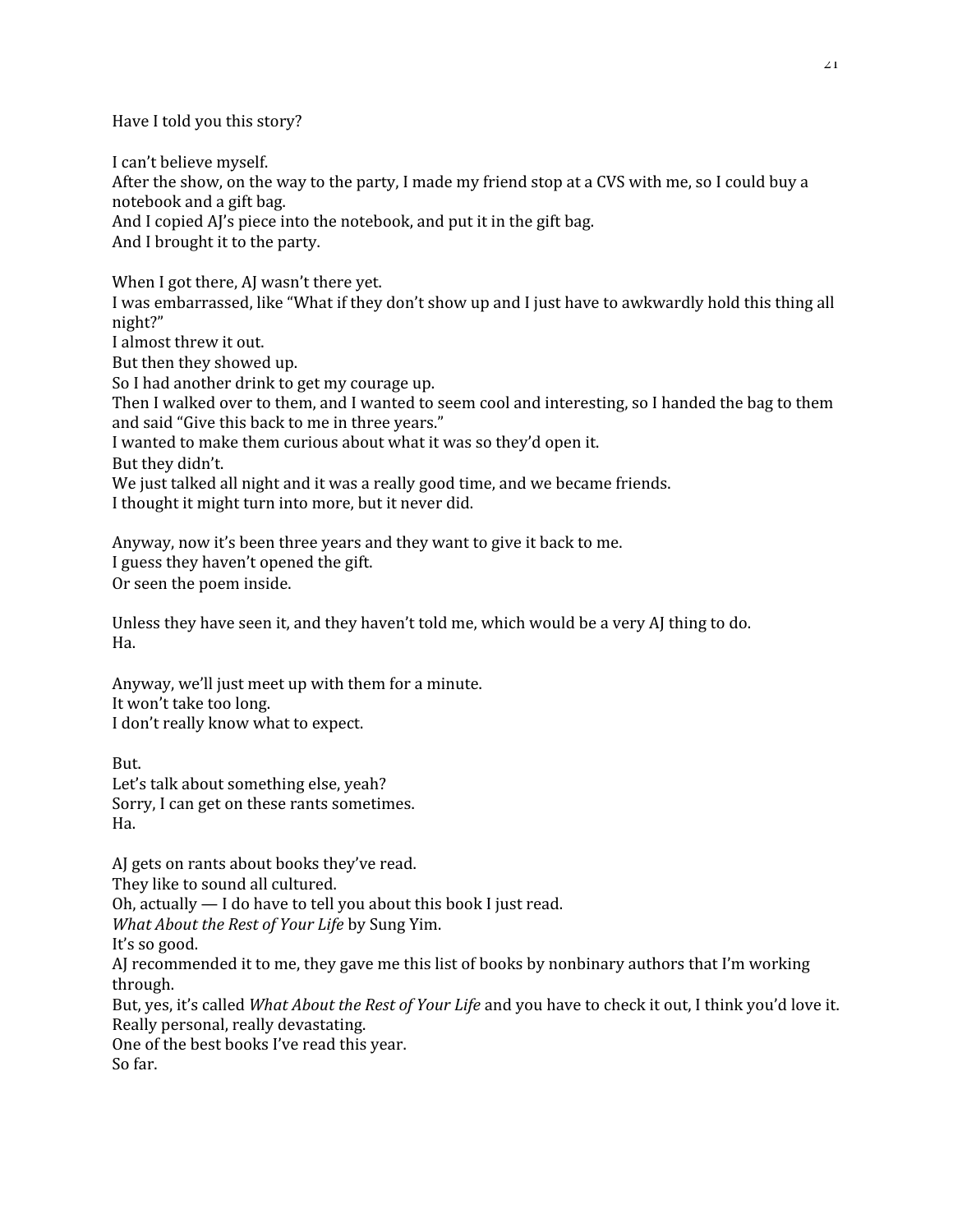Have I told you this story?

I can't believe myself.
After the show, on the way to the party, I made my friend stop at a CVS with me, so I could buy a notebook and a gift bag.
And I copied AJ's piece into the notebook, and put it in the gift bag.
And I brought it to the party.

When I got there, AJ wasn't there yet.
I was embarrassed, like "What if they don't show up and I just have to awkwardly hold this thing all night?"
I almost threw it out.
But then they showed up.
So I had another drink to get my courage up.
Then I walked over to them, and I wanted to seem cool and interesting, so I handed the bag to them and said "Give this back to me in three years."
I wanted to make them curious about what it was so they'd open it.
But they didn't.
We just talked all night and it was a really good time, and we became friends.
I thought it might turn into more, but it never did.

Anyway, now it's been three years and they want to give it back to me.
I guess they haven't opened the gift.
Or seen the poem inside.

Unless they have seen it, and they haven't told me, which would be a very AJ thing to do.
Ha.

Anyway, we'll just meet up with them for a minute.
It won't take too long.
I don't really know what to expect.

But.
Let's talk about something else, yeah?
Sorry, I can get on these rants sometimes.
Ha.

AJ gets on rants about books they've read.
They like to sound all cultured.
Oh, actually — I do have to tell you about this book I just read.
*What About the Rest of Your Life* by Sung Yim.
It's so good.
AJ recommended it to me, they gave me this list of books by nonbinary authors that I'm working through.
But, yes, it's called *What About the Rest of Your Life* and you have to check it out, I think you'd love it.
Really personal, really devastating.
One of the best books I've read this year.
So far.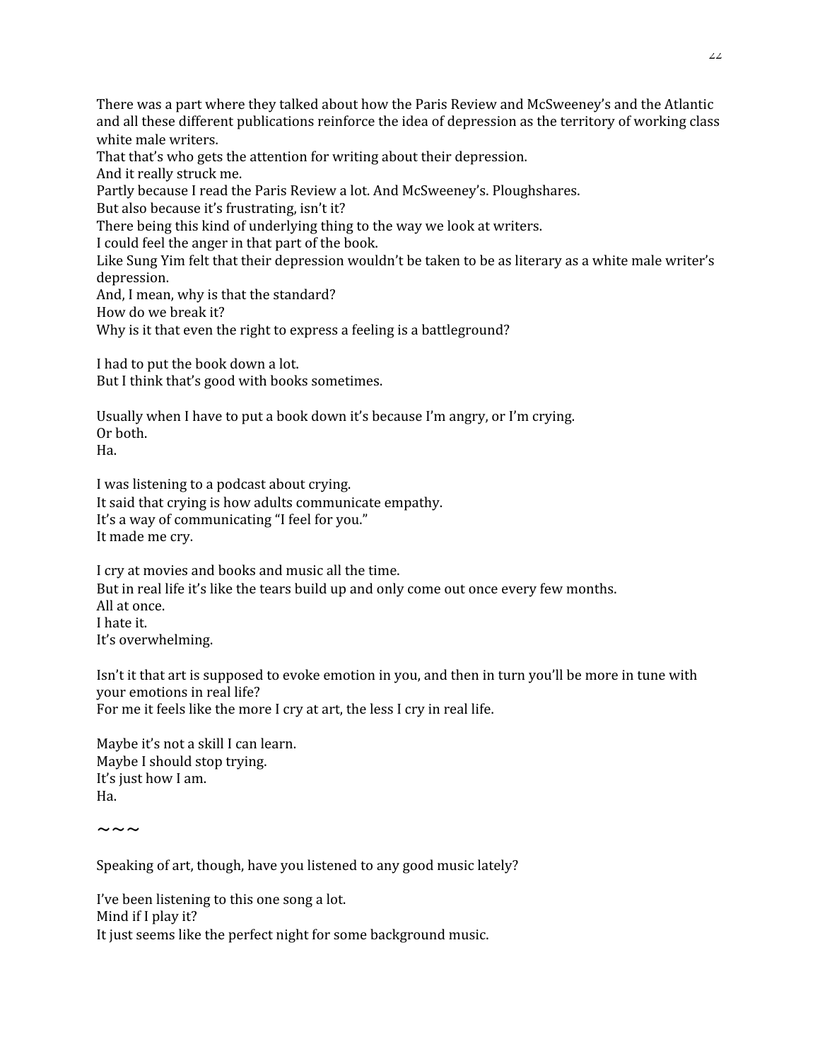There was a part where they talked about how the Paris Review and McSweeney's and the Atlantic and all these different publications reinforce the idea of depression as the territory of working class white male writers.
That that's who gets the attention for writing about their depression.
And it really struck me.
Partly because I read the Paris Review a lot. And McSweeney's. Ploughshares.
But also because it's frustrating, isn't it?
There being this kind of underlying thing to the way we look at writers.
I could feel the anger in that part of the book.
Like Sung Yim felt that their depression wouldn't be taken to be as literary as a white male writer's depression.
And, I mean, why is that the standard?
How do we break it?
Why is it that even the right to express a feeling is a battleground?

I had to put the book down a lot.
But I think that's good with books sometimes.

Usually when I have to put a book down it's because I'm angry, or I'm crying.
Or both.
Ha.

I was listening to a podcast about crying.
It said that crying is how adults communicate empathy.
It's a way of communicating "I feel for you."
It made me cry.

I cry at movies and books and music all the time.
But in real life it's like the tears build up and only come out once every few months.
All at once.
I hate it.
It's overwhelming.

Isn't it that art is supposed to evoke emotion in you, and then in turn you'll be more in tune with your emotions in real life?
For me it feels like the more I cry at art, the less I cry in real life.

Maybe it's not a skill I can learn.
Maybe I should stop trying.
It's just how I am.
Ha.

~~~

Speaking of art, though, have you listened to any good music lately?

I've been listening to this one song a lot.
Mind if I play it?
It just seems like the perfect night for some background music.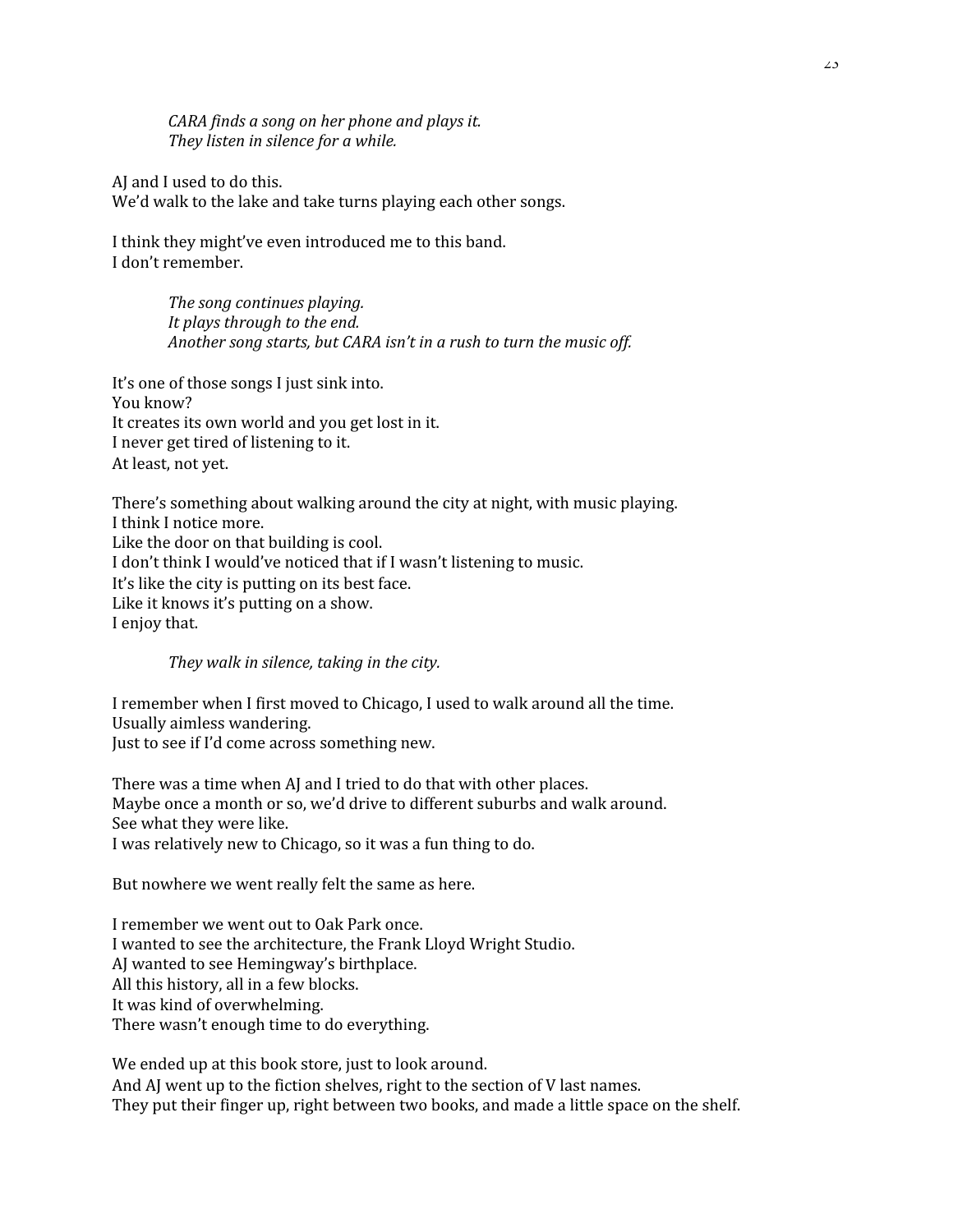*CARA finds a song on her phone and plays it.*
*They listen in silence for a while.*

AJ and I used to do this.
We'd walk to the lake and take turns playing each other songs.

I think they might've even introduced me to this band.
I don't remember.

*The song continues playing.*
*It plays through to the end.*
*Another song starts, but CARA isn't in a rush to turn the music off.*

It's one of those songs I just sink into.
You know?
It creates its own world and you get lost in it.
I never get tired of listening to it.
At least, not yet.

There's something about walking around the city at night, with music playing.
I think I notice more.
Like the door on that building is cool.
I don't think I would've noticed that if I wasn't listening to music.
It's like the city is putting on its best face.
Like it knows it's putting on a show.
I enjoy that.

*They walk in silence, taking in the city.*

I remember when I first moved to Chicago, I used to walk around all the time.
Usually aimless wandering.
Just to see if I'd come across something new.

There was a time when AJ and I tried to do that with other places.
Maybe once a month or so, we'd drive to different suburbs and walk around.
See what they were like.
I was relatively new to Chicago, so it was a fun thing to do.

But nowhere we went really felt the same as here.

I remember we went out to Oak Park once.
I wanted to see the architecture, the Frank Lloyd Wright Studio.
AJ wanted to see Hemingway's birthplace.
All this history, all in a few blocks.
It was kind of overwhelming.
There wasn't enough time to do everything.

We ended up at this book store, just to look around.
And AJ went up to the fiction shelves, right to the section of V last names.
They put their finger up, right between two books, and made a little space on the shelf.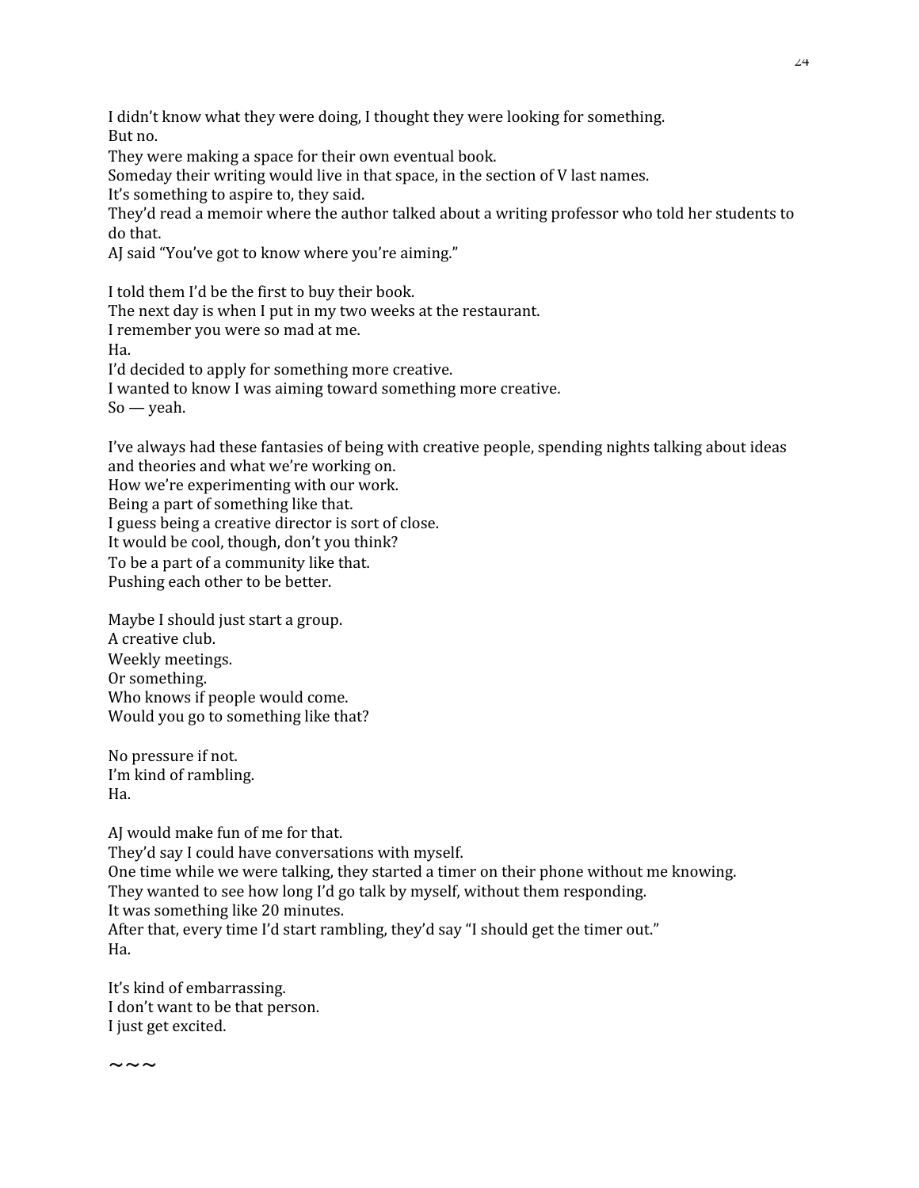I didn't know what they were doing, I thought they were looking for something.
But no.
They were making a space for their own eventual book.
Someday their writing would live in that space, in the section of V last names.
It's something to aspire to, they said.
They'd read a memoir where the author talked about a writing professor who told her students to do that.
AJ said "You've got to know where you're aiming."

I told them I'd be the first to buy their book.
The next day is when I put in my two weeks at the restaurant.
I remember you were so mad at me.
Ha.
I'd decided to apply for something more creative.
I wanted to know I was aiming toward something more creative.
So — yeah.

I've always had these fantasies of being with creative people, spending nights talking about ideas and theories and what we're working on.
How we're experimenting with our work.
Being a part of something like that.
I guess being a creative director is sort of close.
It would be cool, though, don't you think?
To be a part of a community like that.
Pushing each other to be better.

Maybe I should just start a group.
A creative club.
Weekly meetings.
Or something.
Who knows if people would come.
Would you go to something like that?

No pressure if not.
I'm kind of rambling.
Ha.

AJ would make fun of me for that.
They'd say I could have conversations with myself.
One time while we were talking, they started a timer on their phone without me knowing.
They wanted to see how long I'd go talk by myself, without them responding.
It was something like 20 minutes.
After that, every time I'd start rambling, they'd say "I should get the timer out."
Ha.

It's kind of embarrassing.
I don't want to be that person.
I just get excited.

~~~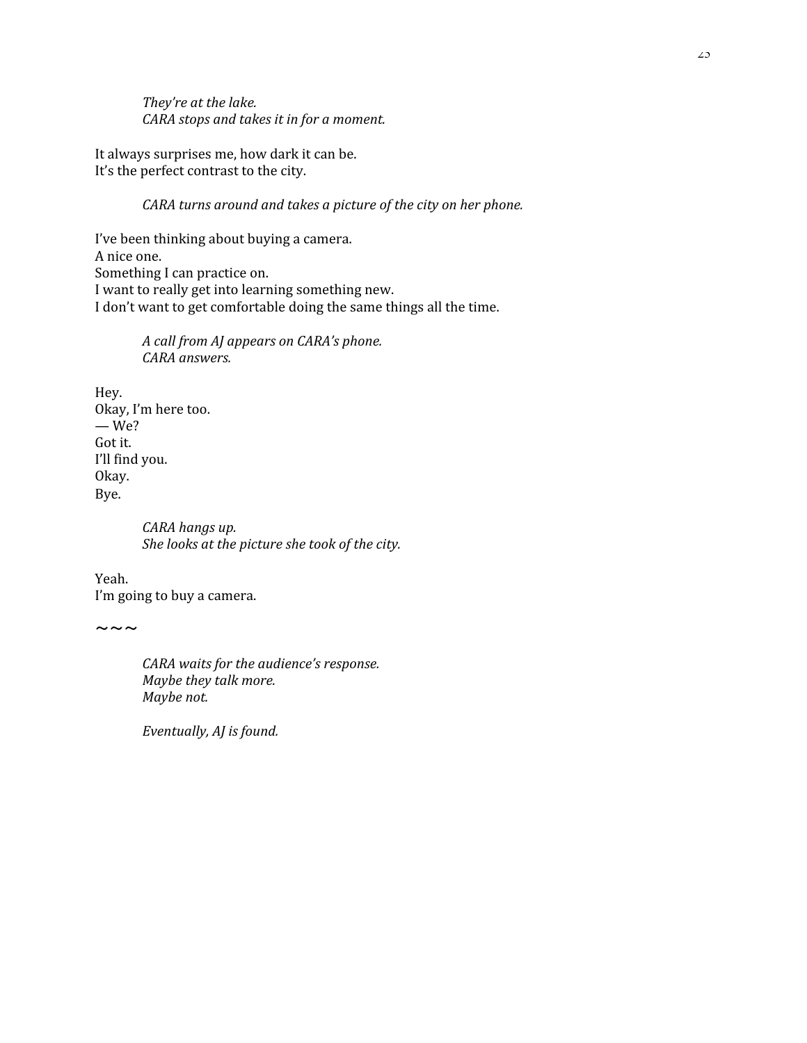*They're at the lake.*
*CARA stops and takes it in for a moment.*

It always surprises me, how dark it can be.
It's the perfect contrast to the city.

*CARA turns around and takes a picture of the city on her phone.*

I've been thinking about buying a camera.
A nice one.
Something I can practice on.
I want to really get into learning something new.
I don't want to get comfortable doing the same things all the time.

*A call from AJ appears on CARA's phone.*
*CARA answers.*

Hey.
Okay, I'm here too.
— We?
Got it.
I'll find you.
Okay.
Bye.

*CARA hangs up.*
*She looks at the picture she took of the city.*

Yeah.
I'm going to buy a camera.

~~~

*CARA waits for the audience's response.*
*Maybe they talk more.*
*Maybe not.*

*Eventually, AJ is found.*